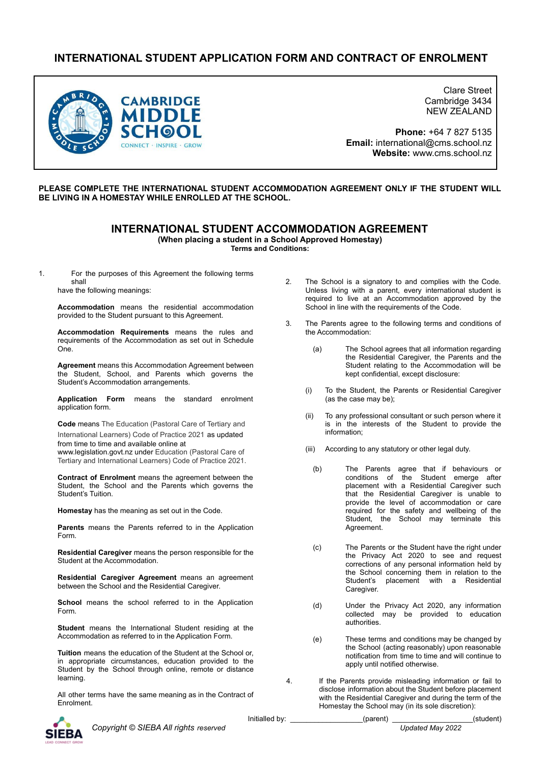# INTERNATIONAL STUDENT APPLICATION FORM AND CONTRACT OF ENROLMENT

**CAMBRIDGE MIDDLE SCHOOL**
CONNECT · INSPIRE · GROW

Clare Street
Cambridge 3434
NEW ZEALAND

**Phone:** +64 7 827 5135
**Email:** international@cms.school.nz
**Website:** www.cms.school.nz

**PLEASE COMPLETE THE INTERNATIONAL STUDENT ACCOMMODATION AGREEMENT ONLY IF THE STUDENT WILL BE LIVING IN A HOMESTAY WHILE ENROLLED AT THE SCHOOL.**

## INTERNATIONAL STUDENT ACCOMMODATION AGREEMENT

**(When placing a student in a School Approved Homestay)**
**Terms and Conditions:**

1. For the purposes of this Agreement the following terms shall have the following meanings:

   **Accommodation** means the residential accommodation provided to the Student pursuant to this Agreement.

   **Accommodation Requirements** means the rules and requirements of the Accommodation as set out in Schedule One.

   **Agreement** means this Accommodation Agreement between the Student, School, and Parents which governs the Student's Accommodation arrangements.

   **Application Form** means the standard enrolment application form.

   **Code** means The Education (Pastoral Care of Tertiary and International Learners) Code of Practice 2021 as updated from time to time and available online at www.legislation.govt.nz under Education (Pastoral Care of Tertiary and International Learners) Code of Practice 2021.

   **Contract of Enrolment** means the agreement between the Student, the School and the Parents which governs the Student's Tuition.

   **Homestay** has the meaning as set out in the Code.

   **Parents** means the Parents referred to in the Application Form.

   **Residential Caregiver** means the person responsible for the Student at the Accommodation.

   **Residential Caregiver Agreement** means an agreement between the School and the Residential Caregiver.

   **School** means the school referred to in the Application Form.

   **Student** means the International Student residing at the Accommodation as referred to in the Application Form.

   **Tuition** means the education of the Student at the School or, in appropriate circumstances, education provided to the Student by the School through online, remote or distance learning.

   All other terms have the same meaning as in the Contract of Enrolment.

2. The School is a signatory to and complies with the Code. Unless living with a parent, every international student is required to live at an Accommodation approved by the School in line with the requirements of the Code.

3. The Parents agree to the following terms and conditions of the Accommodation:

   (a) The School agrees that all information regarding the Residential Caregiver, the Parents and the Student relating to the Accommodation will be kept confidential, except disclosure:

   (i) To the Student, the Parents or Residential Caregiver (as the case may be);

   (ii) To any professional consultant or such person where it is in the interests of the Student to provide the information;

   (iii) According to any statutory or other legal duty.

   (b) The Parents agree that if behaviours or conditions of the Student emerge after placement with a Residential Caregiver such that the Residential Caregiver is unable to provide the level of accommodation or care required for the safety and wellbeing of the Student, the School may terminate this Agreement.

   (c) The Parents or the Student have the right under the Privacy Act 2020 to see and request corrections of any personal information held by the School concerning them in relation to the Student's placement with a Residential Caregiver.

   (d) Under the Privacy Act 2020, any information collected may be provided to education authorities.

   (e) These terms and conditions may be changed by the School (acting reasonably) upon reasonable notification from time to time and will continue to apply until notified otherwise.

4. If the Parents provide misleading information or fail to disclose information about the Student before placement with the Residential Caregiver and during the term of the Homestay the School may (in its sole discretion):

Initialled by: _________________(parent) ___________________(student)

*Copyright © SIEBA All rights reserved* *Updated May 2022*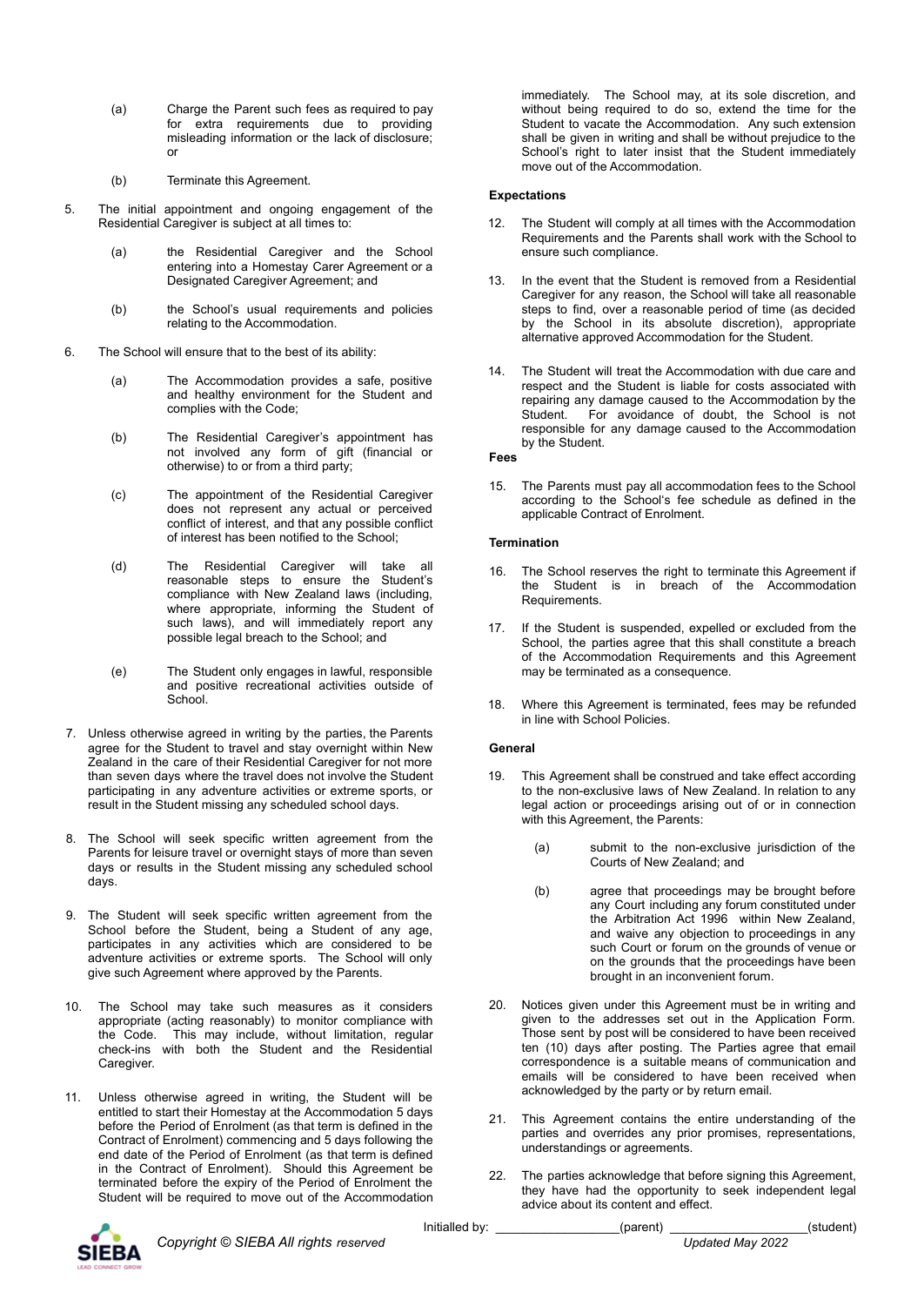(a) Charge the Parent such fees as required to pay for extra requirements due to providing misleading information or the lack of disclosure; or

(b) Terminate this Agreement.

5. The initial appointment and ongoing engagement of the Residential Caregiver is subject at all times to:

   (a) the Residential Caregiver and the School entering into a Homestay Carer Agreement or a Designated Caregiver Agreement; and

   (b) the School's usual requirements and policies relating to the Accommodation.

6. The School will ensure that to the best of its ability:

   (a) The Accommodation provides a safe, positive and healthy environment for the Student and complies with the Code;

   (b) The Residential Caregiver's appointment has not involved any form of gift (financial or otherwise) to or from a third party;

   (c) The appointment of the Residential Caregiver does not represent any actual or perceived conflict of interest, and that any possible conflict of interest has been notified to the School;

   (d) The Residential Caregiver will take all reasonable steps to ensure the Student's compliance with New Zealand laws (including, where appropriate, informing the Student of such laws), and will immediately report any possible legal breach to the School; and

   (e) The Student only engages in lawful, responsible and positive recreational activities outside of School.

7. Unless otherwise agreed in writing by the parties, the Parents agree for the Student to travel and stay overnight within New Zealand in the care of their Residential Caregiver for not more than seven days where the travel does not involve the Student participating in any adventure activities or extreme sports, or result in the Student missing any scheduled school days.

8. The School will seek specific written agreement from the Parents for leisure travel or overnight stays of more than seven days or results in the Student missing any scheduled school days.

9. The Student will seek specific written agreement from the School before the Student, being a Student of any age, participates in any activities which are considered to be adventure activities or extreme sports. The School will only give such Agreement where approved by the Parents.

10. The School may take such measures as it considers appropriate (acting reasonably) to monitor compliance with the Code. This may include, without limitation, regular check-ins with both the Student and the Residential Caregiver.

11. Unless otherwise agreed in writing, the Student will be entitled to start their Homestay at the Accommodation 5 days before the Period of Enrolment (as that term is defined in the Contract of Enrolment) commencing and 5 days following the end date of the Period of Enrolment (as that term is defined in the Contract of Enrolment). Should this Agreement be terminated before the expiry of the Period of Enrolment the Student will be required to move out of the Accommodation immediately. The School may, at its sole discretion, and without being required to do so, extend the time for the Student to vacate the Accommodation. Any such extension shall be given in writing and shall be without prejudice to the School's right to later insist that the Student immediately move out of the Accommodation.

**Expectations**

12. The Student will comply at all times with the Accommodation Requirements and the Parents shall work with the School to ensure such compliance.

13. In the event that the Student is removed from a Residential Caregiver for any reason, the School will take all reasonable steps to find, over a reasonable period of time (as decided by the School in its absolute discretion), appropriate alternative approved Accommodation for the Student.

14. The Student will treat the Accommodation with due care and respect and the Student is liable for costs associated with repairing any damage caused to the Accommodation by the Student. For avoidance of doubt, the School is not responsible for any damage caused to the Accommodation by the Student.

**Fees**

15. The Parents must pay all accommodation fees to the School according to the School's fee schedule as defined in the applicable Contract of Enrolment.

**Termination**

16. The School reserves the right to terminate this Agreement if the Student is in breach of the Accommodation Requirements.

17. If the Student is suspended, expelled or excluded from the School, the parties agree that this shall constitute a breach of the Accommodation Requirements and this Agreement may be terminated as a consequence.

18. Where this Agreement is terminated, fees may be refunded in line with School Policies.

**General**

19. This Agreement shall be construed and take effect according to the non-exclusive laws of New Zealand. In relation to any legal action or proceedings arising out of or in connection with this Agreement, the Parents:

   (a) submit to the non-exclusive jurisdiction of the Courts of New Zealand; and

   (b) agree that proceedings may be brought before any Court including any forum constituted under the Arbitration Act 1996 within New Zealand, and waive any objection to proceedings in any such Court or forum on the grounds of venue or on the grounds that the proceedings have been brought in an inconvenient forum.

20. Notices given under this Agreement must be in writing and given to the addresses set out in the Application Form. Those sent by post will be considered to have been received ten (10) days after posting. The Parties agree that email correspondence is a suitable means of communication and emails will be considered to have been received when acknowledged by the party or by return email.

21. This Agreement contains the entire understanding of the parties and overrides any prior promises, representations, understandings or agreements.

22. The parties acknowledge that before signing this Agreement, they have had the opportunity to seek independent legal advice about its content and effect.

Initialled by: __________________(parent) ____________________(student)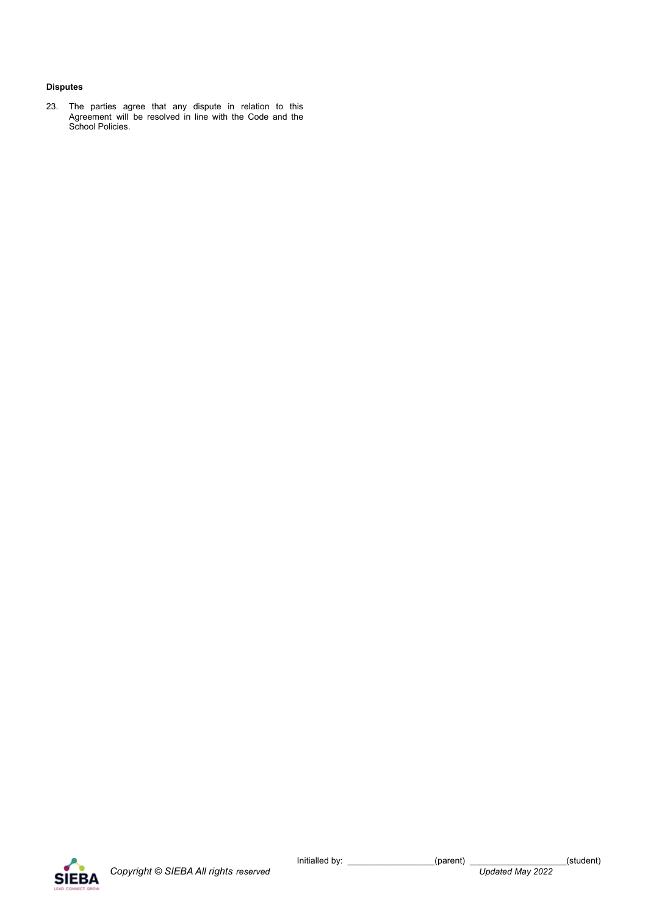**Disputes**

23. The parties agree that any dispute in relation to this Agreement will be resolved in line with the Code and the School Policies.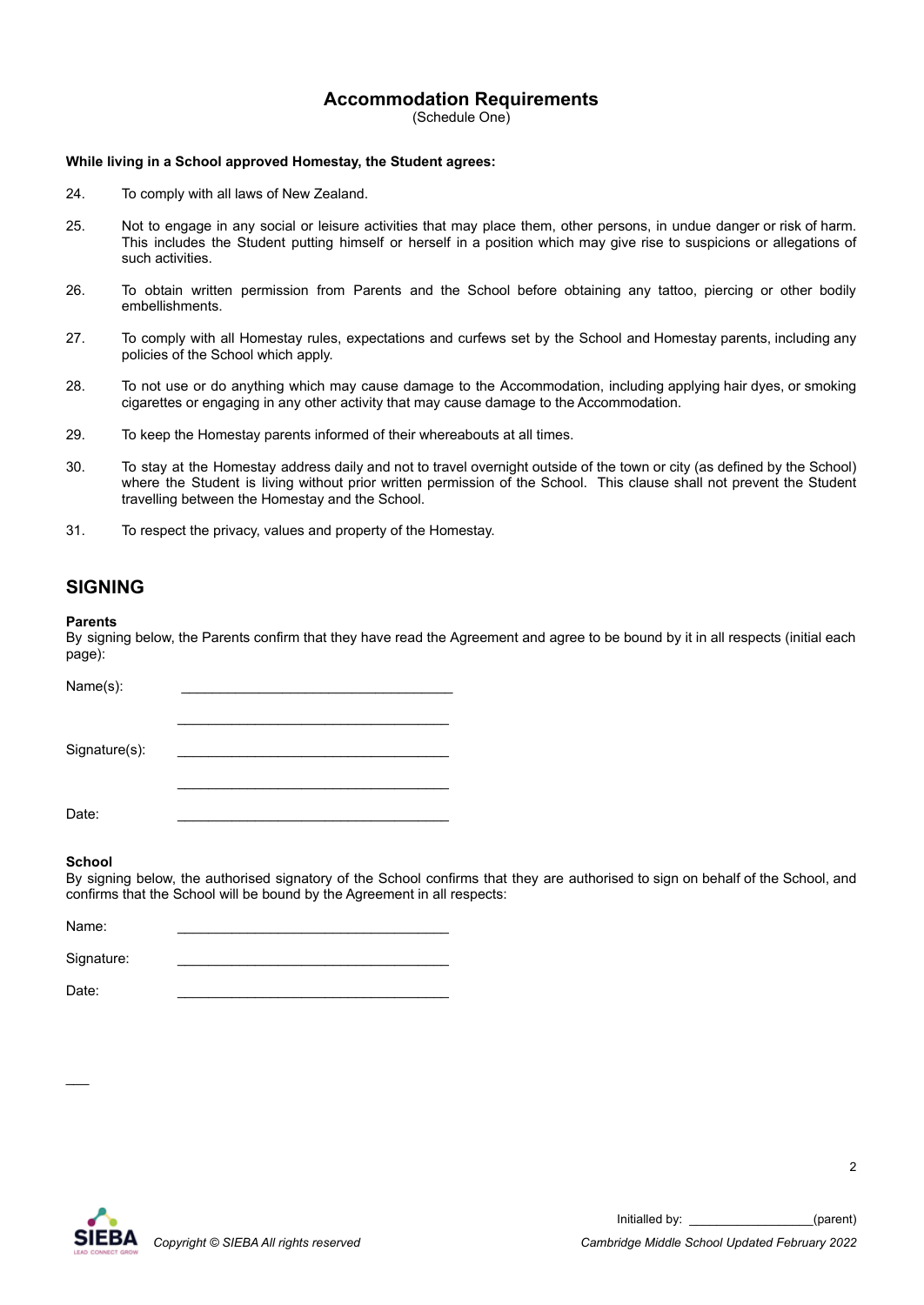## Accommodation Requirements

(Schedule One)

**While living in a School approved Homestay, the Student agrees:**

24. To comply with all laws of New Zealand.

25. Not to engage in any social or leisure activities that may place them, other persons, in undue danger or risk of harm. This includes the Student putting himself or herself in a position which may give rise to suspicions or allegations of such activities.

26. To obtain written permission from Parents and the School before obtaining any tattoo, piercing or other bodily embellishments.

27. To comply with all Homestay rules, expectations and curfews set by the School and Homestay parents, including any policies of the School which apply.

28. To not use or do anything which may cause damage to the Accommodation, including applying hair dyes, or smoking cigarettes or engaging in any other activity that may cause damage to the Accommodation.

29. To keep the Homestay parents informed of their whereabouts at all times.

30. To stay at the Homestay address daily and not to travel overnight outside of the town or city (as defined by the School) where the Student is living without prior written permission of the School. This clause shall not prevent the Student travelling between the Homestay and the School.

31. To respect the privacy, values and property of the Homestay.

## SIGNING

**Parents**

By signing below, the Parents confirm that they have read the Agreement and agree to be bound by it in all respects (initial each page):

Name(s): ___________________________________

___________________________________

Signature(s): ___________________________________

___________________________________

Date: ___________________________________

**School**

By signing below, the authorised signatory of the School confirms that they are authorised to sign on behalf of the School, and confirms that the School will be bound by the Agreement in all respects:

Name: ___________________________________

Signature: ___________________________________

Date: ___________________________________

Initialled by: __________________(parent)